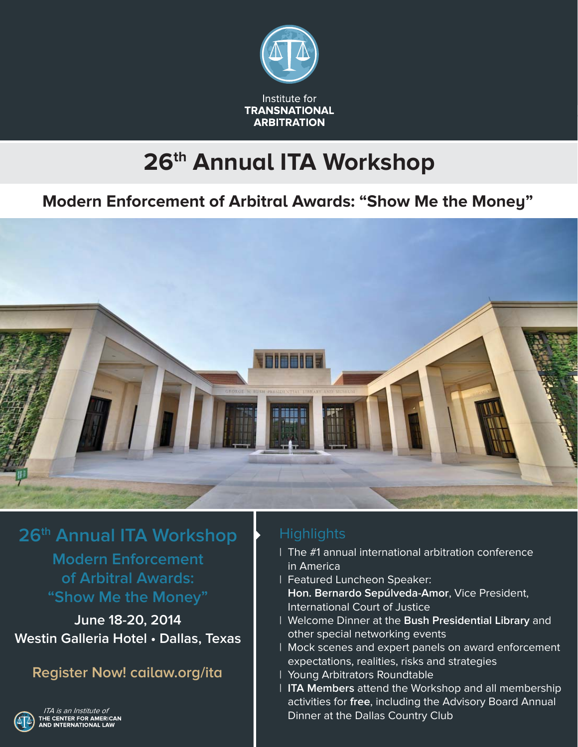Institute for **TRANSNATIONAL ARBITRATION**

# 26th Annual ITA Workshop

## Modern Enforcement of Arbitral Awards: "Show Me the Money"

## 26th Annual ITA Workshop

### Modern Enforcement of Arbitral Awards: "Show Me the Money"

**June 18-20, 2014**

**Westin Galleria Hotel • Dallas, Texas**

**Register Now! cailaw.org/ita**

*ITA is an Institute of*
**THE CENTER FOR AMERICAN AND INTERNATIONAL LAW**

## Highlights

- The #1 annual international arbitration conference in America
- Featured Luncheon Speaker: **Hon. Bernardo Sepúlveda-Amor**, Vice President, International Court of Justice
- Welcome Dinner at the **Bush Presidential Library** and other special networking events
- Mock scenes and expert panels on award enforcement expectations, realities, risks and strategies
- Young Arbitrators Roundtable
- **ITA Members** attend the Workshop and all membership activities for **free**, including the Advisory Board Annual Dinner at the Dallas Country Club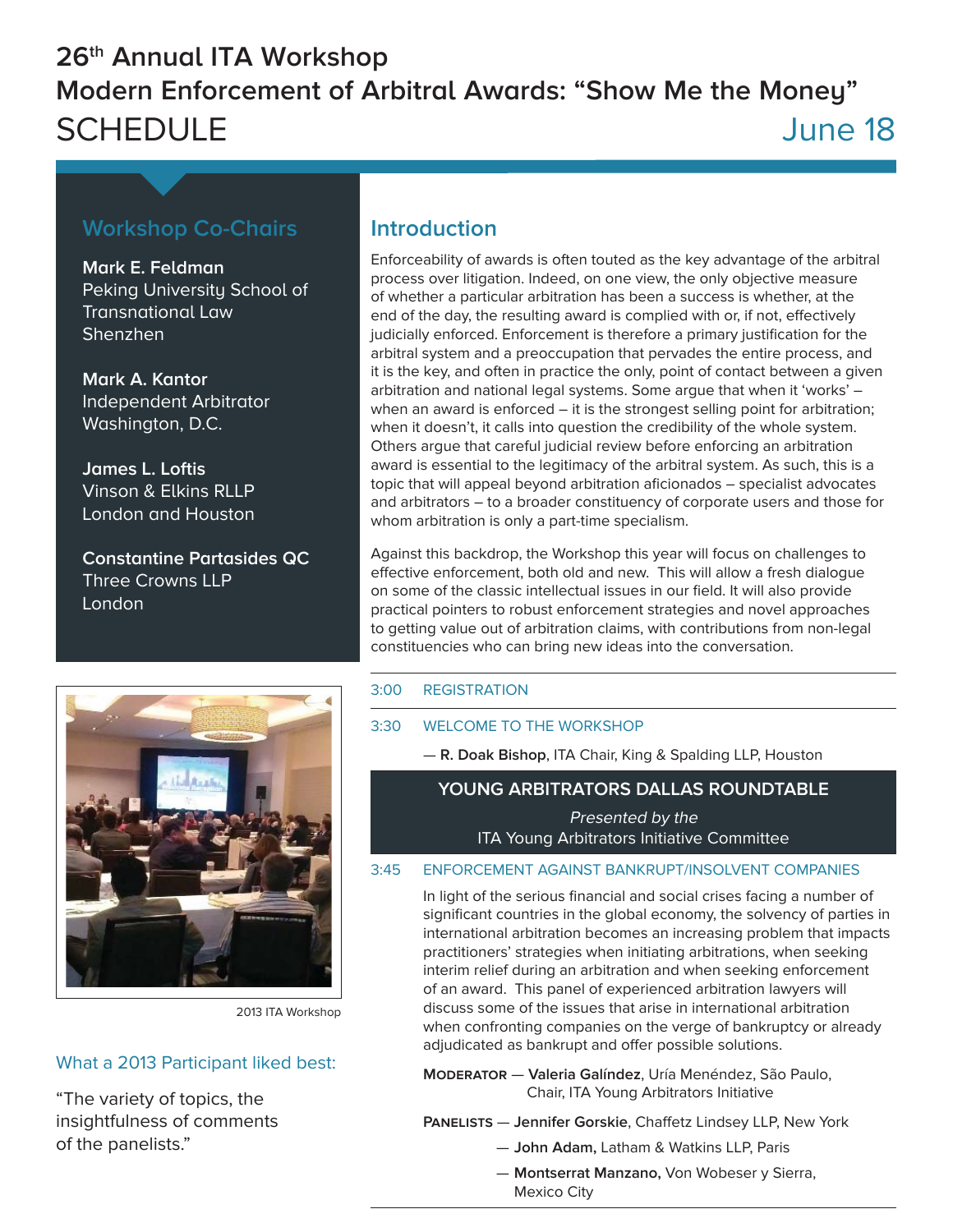# 26th Annual ITA Workshop

# Modern Enforcement of Arbitral Awards: "Show Me the Money"

## SCHEDULE June 18

### Workshop Co-Chairs

**Mark E. Feldman**
Peking University School of Transnational Law
Shenzhen

**Mark A. Kantor**
Independent Arbitrator
Washington, D.C.

**James L. Loftis**
Vinson & Elkins RLLP
London and Houston

**Constantine Partasides QC**
Three Crowns LLP
London

2013 ITA Workshop

### What a 2013 Participant liked best:

"The variety of topics, the insightfulness of comments of the panelists."

### Introduction

Enforceability of awards is often touted as the key advantage of the arbitral process over litigation. Indeed, on one view, the only objective measure of whether a particular arbitration has been a success is whether, at the end of the day, the resulting award is complied with or, if not, effectively judicially enforced. Enforcement is therefore a primary justification for the arbitral system and a preoccupation that pervades the entire process, and it is the key, and often in practice the only, point of contact between a given arbitration and national legal systems. Some argue that when it 'works' – when an award is enforced – it is the strongest selling point for arbitration; when it doesn't, it calls into question the credibility of the whole system. Others argue that careful judicial review before enforcing an arbitration award is essential to the legitimacy of the arbitral system. As such, this is a topic that will appeal beyond arbitration aficionados – specialist advocates and arbitrators – to a broader constituency of corporate users and those for whom arbitration is only a part-time specialism.

Against this backdrop, the Workshop this year will focus on challenges to effective enforcement, both old and new. This will allow a fresh dialogue on some of the classic intellectual issues in our field. It will also provide practical pointers to robust enforcement strategies and novel approaches to getting value out of arbitration claims, with contributions from non-legal constituencies who can bring new ideas into the conversation.

3:00 REGISTRATION

3:30 WELCOME TO THE WORKSHOP

— **R. Doak Bishop**, ITA Chair, King & Spalding LLP, Houston

**YOUNG ARBITRATORS DALLAS ROUNDTABLE**

*Presented by the*
ITA Young Arbitrators Initiative Committee

3:45 ENFORCEMENT AGAINST BANKRUPT/INSOLVENT COMPANIES

In light of the serious financial and social crises facing a number of significant countries in the global economy, the solvency of parties in international arbitration becomes an increasing problem that impacts practitioners' strategies when initiating arbitrations, when seeking interim relief during an arbitration and when seeking enforcement of an award. This panel of experienced arbitration lawyers will discuss some of the issues that arise in international arbitration when confronting companies on the verge of bankruptcy or already adjudicated as bankrupt and offer possible solutions.

MODERATOR — **Valeria Galíndez**, Uría Menéndez, São Paulo, Chair, ITA Young Arbitrators Initiative

PANELISTS — **Jennifer Gorskie**, Chaffetz Lindsey LLP, New York

— **John Adam,** Latham & Watkins LLP, Paris

— **Montserrat Manzano,** Von Wobeser y Sierra, Mexico City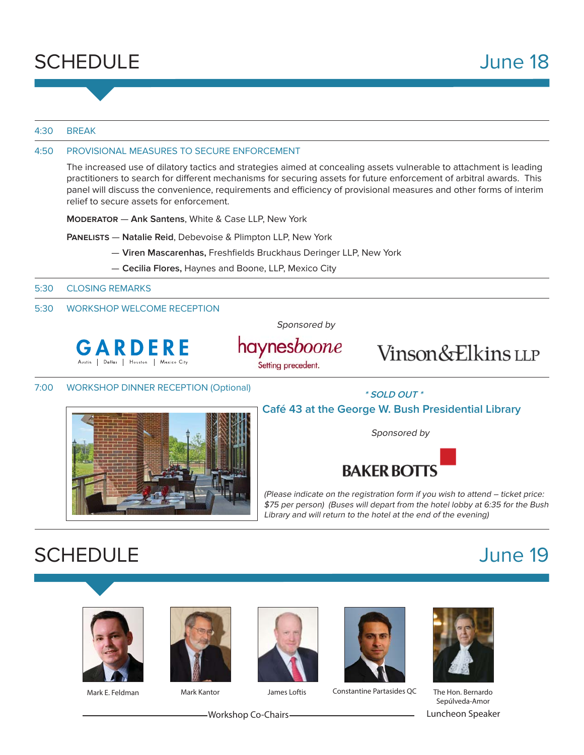# SCHEDULE June 18

**4:30** BREAK

**4:50** PROVISIONAL MEASURES TO SECURE ENFORCEMENT

The increased use of dilatory tactics and strategies aimed at concealing assets vulnerable to attachment is leading practitioners to search for different mechanisms for securing assets for future enforcement of arbitral awards. This panel will discuss the convenience, requirements and efficiency of provisional measures and other forms of interim relief to secure assets for enforcement.

**MODERATOR** — **Ank Santens**, White & Case LLP, New York

**PANELISTS** — **Natalie Reid**, Debevoise & Plimpton LLP, New York

— **Viren Mascarenhas,** Freshfields Bruckhaus Deringer LLP, New York

— **Cecilia Flores,** Haynes and Boone, LLP, Mexico City

**5:30** CLOSING REMARKS

**5:30** WORKSHOP WELCOME RECEPTION

*Sponsored by*

GARDERE (Austin | Dallas | Houston | Mexico City)

haynesboone — Setting precedent.

Vinson&Elkins LLP

**7:00** WORKSHOP DINNER RECEPTION (Optional)

*\* SOLD OUT \**

**Café 43 at the George W. Bush Presidential Library**

*Sponsored by*

BAKER BOTTS

*(Please indicate on the registration form if you wish to attend – ticket price: $75 per person) (Buses will depart from the hotel lobby at 6:35 for the Bush Library and will return to the hotel at the end of the evening)*

# SCHEDULE June 19

Workshop Co-Chairs: Mark E. Feldman, Mark Kantor, James Loftis, Constantine Partasides QC

Luncheon Speaker: The Hon. Bernardo Sepúlveda-Amor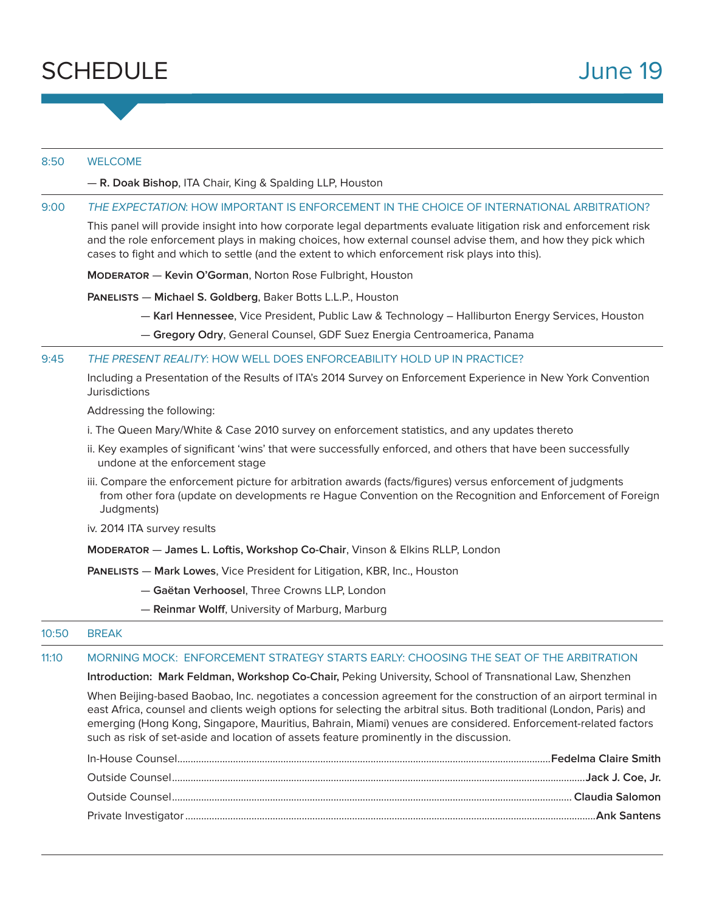# SCHEDULE

## June 19

**8:50** WELCOME

— **R. Doak Bishop**, ITA Chair, King & Spalding LLP, Houston

**9:00** *THE EXPECTATION*: HOW IMPORTANT IS ENFORCEMENT IN THE CHOICE OF INTERNATIONAL ARBITRATION?

This panel will provide insight into how corporate legal departments evaluate litigation risk and enforcement risk and the role enforcement plays in making choices, how external counsel advise them, and how they pick which cases to fight and which to settle (and the extent to which enforcement risk plays into this).

**MODERATOR** — **Kevin O'Gorman**, Norton Rose Fulbright, Houston

**PANELISTS** — **Michael S. Goldberg**, Baker Botts L.L.P., Houston

— **Karl Hennessee**, Vice President, Public Law & Technology – Halliburton Energy Services, Houston

— **Gregory Odry**, General Counsel, GDF Suez Energia Centroamerica, Panama

**9:45** *THE PRESENT REALITY*: HOW WELL DOES ENFORCEABILITY HOLD UP IN PRACTICE?

Including a Presentation of the Results of ITA's 2014 Survey on Enforcement Experience in New York Convention Jurisdictions

Addressing the following:

i. The Queen Mary/White & Case 2010 survey on enforcement statistics, and any updates thereto

ii. Key examples of significant 'wins' that were successfully enforced, and others that have been successfully undone at the enforcement stage

iii. Compare the enforcement picture for arbitration awards (facts/figures) versus enforcement of judgments from other fora (update on developments re Hague Convention on the Recognition and Enforcement of Foreign Judgments)

iv. 2014 ITA survey results

**MODERATOR** — **James L. Loftis, Workshop Co-Chair**, Vinson & Elkins RLLP, London

**PANELISTS** — **Mark Lowes**, Vice President for Litigation, KBR, Inc., Houston

— **Gaëtan Verhoosel**, Three Crowns LLP, London

— **Reinmar Wolff**, University of Marburg, Marburg

**10:50** BREAK

**11:10** MORNING MOCK: ENFORCEMENT STRATEGY STARTS EARLY: CHOOSING THE SEAT OF THE ARBITRATION

**Introduction: Mark Feldman, Workshop Co-Chair,** Peking University, School of Transnational Law, Shenzhen

When Beijing-based Baobao, Inc. negotiates a concession agreement for the construction of an airport terminal in east Africa, counsel and clients weigh options for selecting the arbitral situs. Both traditional (London, Paris) and emerging (Hong Kong, Singapore, Mauritius, Bahrain, Miami) venues are considered. Enforcement-related factors such as risk of set-aside and location of assets feature prominently in the discussion.

In-House Counsel .......... **Fedelma Claire Smith**

Outside Counsel .......... **Jack J. Coe, Jr.**

Outside Counsel .......... **Claudia Salomon**

Private Investigator .......... **Ank Santens**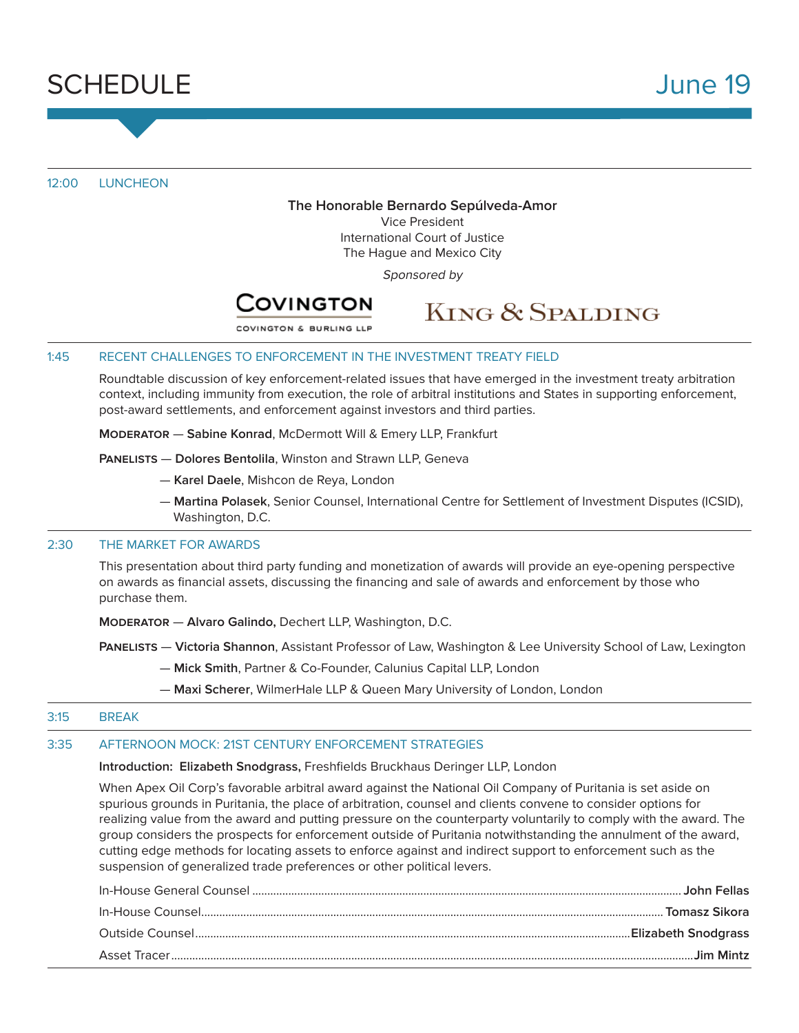# SCHEDULE June 19

**12:00 LUNCHEON**

**The Honorable Bernardo Sepúlveda-Amor**
Vice President
International Court of Justice
The Hague and Mexico City

*Sponsored by*

COVINGTON
COVINGTON & BURLING LLP

KING & SPALDING

**1:45 RECENT CHALLENGES TO ENFORCEMENT IN THE INVESTMENT TREATY FIELD**

Roundtable discussion of key enforcement-related issues that have emerged in the investment treaty arbitration context, including immunity from execution, the role of arbitral institutions and States in supporting enforcement, post-award settlements, and enforcement against investors and third parties.

**Moderator** — **Sabine Konrad**, McDermott Will & Emery LLP, Frankfurt

**Panelists** — **Dolores Bentolila**, Winston and Strawn LLP, Geneva
— **Karel Daele**, Mishcon de Reya, London
— **Martina Polasek**, Senior Counsel, International Centre for Settlement of Investment Disputes (ICSID), Washington, D.C.

**2:30 THE MARKET FOR AWARDS**

This presentation about third party funding and monetization of awards will provide an eye-opening perspective on awards as financial assets, discussing the financing and sale of awards and enforcement by those who purchase them.

**Moderator** — **Alvaro Galindo,** Dechert LLP, Washington, D.C.

**Panelists** — **Victoria Shannon**, Assistant Professor of Law, Washington & Lee University School of Law, Lexington
— **Mick Smith**, Partner & Co-Founder, Calunius Capital LLP, London
— **Maxi Scherer**, WilmerHale LLP & Queen Mary University of London, London

**3:15 BREAK**

**3:35 AFTERNOON MOCK: 21ST CENTURY ENFORCEMENT STRATEGIES**

**Introduction: Elizabeth Snodgrass,** Freshfields Bruckhaus Deringer LLP, London

When Apex Oil Corp's favorable arbitral award against the National Oil Company of Puritania is set aside on spurious grounds in Puritania, the place of arbitration, counsel and clients convene to consider options for realizing value from the award and putting pressure on the counterparty voluntarily to comply with the award. The group considers the prospects for enforcement outside of Puritania notwithstanding the annulment of the award, cutting edge methods for locating assets to enforce against and indirect support to enforcement such as the suspension of generalized trade preferences or other political levers.

In-House General Counsel .......... **John Fellas**
In-House Counsel .......... **Tomasz Sikora**
Outside Counsel .......... **Elizabeth Snodgrass**
Asset Tracer .......... **Jim Mintz**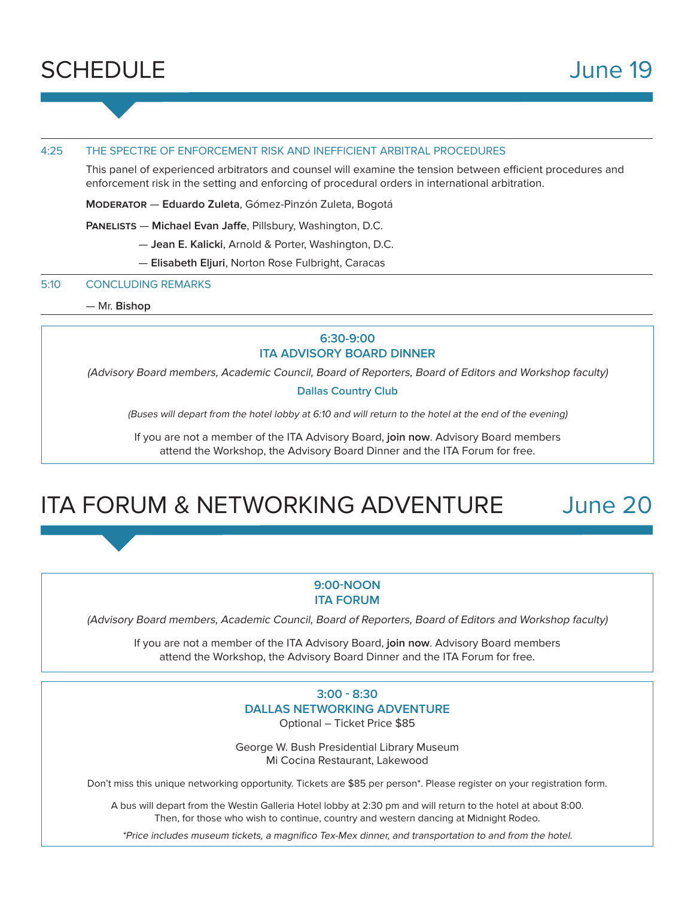# SCHEDULE June 19

4:25 THE SPECTRE OF ENFORCEMENT RISK AND INEFFICIENT ARBITRAL PROCEDURES

This panel of experienced arbitrators and counsel will examine the tension between efficient procedures and enforcement risk in the setting and enforcing of procedural orders in international arbitration.

**MODERATOR** — **Eduardo Zuleta**, Gómez-Pinzón Zuleta, Bogotá

**PANELISTS** — **Michael Evan Jaffe**, Pillsbury, Washington, D.C.

— **Jean E. Kalicki**, Arnold & Porter, Washington, D.C.

— **Elisabeth Eljuri**, Norton Rose Fulbright, Caracas

5:10 CONCLUDING REMARKS

— Mr. **Bishop**

**6:30-9:00**
**ITA ADVISORY BOARD DINNER**

*(Advisory Board members, Academic Council, Board of Reporters, Board of Editors and Workshop faculty)*

**Dallas Country Club**

*(Buses will depart from the hotel lobby at 6:10 and will return to the hotel at the end of the evening)*

If you are not a member of the ITA Advisory Board, **join now**. Advisory Board members attend the Workshop, the Advisory Board Dinner and the ITA Forum for free.

# ITA FORUM & NETWORKING ADVENTURE June 20

**9:00-NOON**
**ITA FORUM**

*(Advisory Board members, Academic Council, Board of Reporters, Board of Editors and Workshop faculty)*

If you are not a member of the ITA Advisory Board, **join now**. Advisory Board members attend the Workshop, the Advisory Board Dinner and the ITA Forum for free.

**3:00 - 8:30**
**DALLAS NETWORKING ADVENTURE**
Optional – Ticket Price $85

George W. Bush Presidential Library Museum
Mi Cocina Restaurant, Lakewood

Don't miss this unique networking opportunity. Tickets are $85 per person*. Please register on your registration form.

A bus will depart from the Westin Galleria Hotel lobby at 2:30 pm and will return to the hotel at about 8:00. Then, for those who wish to continue, country and western dancing at Midnight Rodeo.

*\*Price includes museum tickets, a magnifico Tex-Mex dinner, and transportation to and from the hotel.*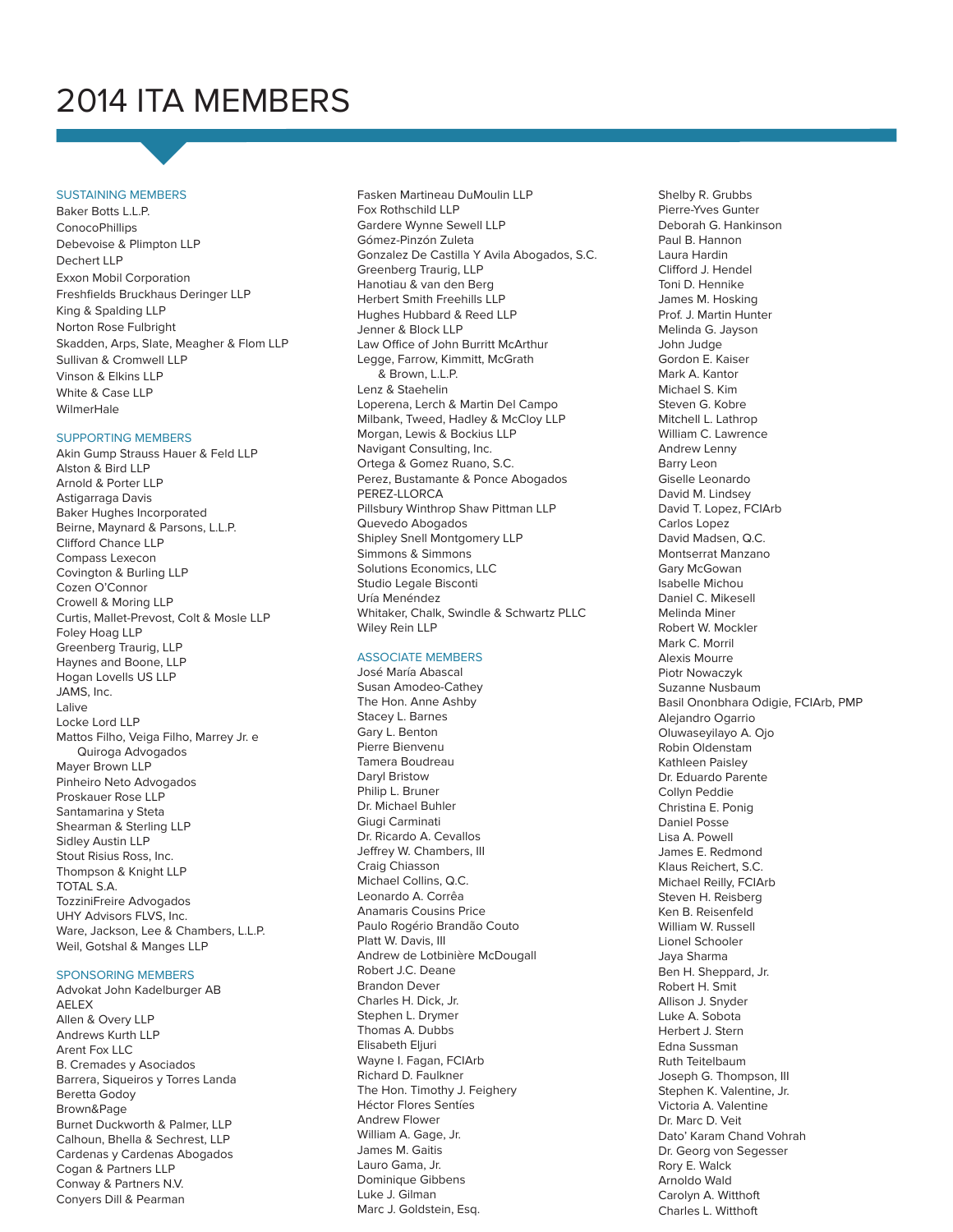# 2014 ITA MEMBERS

## SUSTAINING MEMBERS

Baker Botts L.L.P.
ConocoPhillips
Debevoise & Plimpton LLP
Dechert LLP
Exxon Mobil Corporation
Freshfields Bruckhaus Deringer LLP
King & Spalding LLP
Norton Rose Fulbright
Skadden, Arps, Slate, Meagher & Flom LLP
Sullivan & Cromwell LLP
Vinson & Elkins LLP
White & Case LLP
WilmerHale

## SUPPORTING MEMBERS

Akin Gump Strauss Hauer & Feld LLP
Alston & Bird LLP
Arnold & Porter LLP
Astigarraga Davis
Baker Hughes Incorporated
Beirne, Maynard & Parsons, L.L.P.
Clifford Chance LLP
Compass Lexecon
Covington & Burling LLP
Cozen O'Connor
Crowell & Moring LLP
Curtis, Mallet-Prevost, Colt & Mosle LLP
Foley Hoag LLP
Greenberg Traurig, LLP
Haynes and Boone, LLP
Hogan Lovells US LLP
JAMS, Inc.
Lalive
Locke Lord LLP
Mattos Filho, Veiga Filho, Marrey Jr. e Quiroga Advogados
Mayer Brown LLP
Pinheiro Neto Advogados
Proskauer Rose LLP
Santamarina y Steta
Shearman & Sterling LLP
Sidley Austin LLP
Stout Risius Ross, Inc.
Thompson & Knight LLP
TOTAL S.A.
TozziniFreire Advogados
UHY Advisors FLVS, Inc.
Ware, Jackson, Lee & Chambers, L.L.P.
Weil, Gotshal & Manges LLP

## SPONSORING MEMBERS

Advokat John Kadelburger AB
AELEX
Allen & Overy LLP
Andrews Kurth LLP
Arent Fox LLC
B. Cremades y Asociados
Barrera, Siqueiros y Torres Landa
Beretta Godoy
Brown&Page
Burnet Duckworth & Palmer, LLP
Calhoun, Bhella & Sechrest, LLP
Cardenas y Cardenas Abogados
Cogan & Partners LLP
Conway & Partners N.V.
Conyers Dill & Pearman
Fasken Martineau DuMoulin LLP
Fox Rothschild LLP
Gardere Wynne Sewell LLP
Gómez-Pinzón Zuleta
Gonzalez De Castilla Y Avila Abogados, S.C.
Greenberg Traurig, LLP
Hanotiau & van den Berg
Herbert Smith Freehills LLP
Hughes Hubbard & Reed LLP
Jenner & Block LLP
Law Office of John Burritt McArthur
Legge, Farrow, Kimmitt, McGrath & Brown, L.L.P.
Lenz & Staehelin
Loperena, Lerch & Martin Del Campo
Milbank, Tweed, Hadley & McCloy LLP
Morgan, Lewis & Bockius LLP
Navigant Consulting, Inc.
Ortega & Gomez Ruano, S.C.
Perez, Bustamante & Ponce Abogados
PEREZ-LLORCA
Pillsbury Winthrop Shaw Pittman LLP
Quevedo Abogados
Shipley Snell Montgomery LLP
Simmons & Simmons
Solutions Economics, LLC
Studio Legale Bisconti
Uría Menéndez
Whitaker, Chalk, Swindle & Schwartz PLLC
Wiley Rein LLP

## ASSOCIATE MEMBERS

José María Abascal
Susan Amodeo-Cathey
The Hon. Anne Ashby
Stacey L. Barnes
Gary L. Benton
Pierre Bienvenu
Tamera Boudreau
Daryl Bristow
Philip L. Bruner
Dr. Michael Buhler
Giugi Carminati
Dr. Ricardo A. Cevallos
Jeffrey W. Chambers, III
Craig Chiasson
Michael Collins, Q.C.
Leonardo A. Corrêa
Anamaris Cousins Price
Paulo Rogério Brandão Couto
Platt W. Davis, III
Andrew de Lotbinière McDougall
Robert J.C. Deane
Brandon Dever
Charles H. Dick, Jr.
Stephen L. Drymer
Thomas A. Dubbs
Elisabeth Eljuri
Wayne I. Fagan, FCIArb
Richard D. Faulkner
The Hon. Timothy J. Feighery
Héctor Flores Sentíes
Andrew Flower
William A. Gage, Jr.
James M. Gaitis
Lauro Gama, Jr.
Dominique Gibbens
Luke J. Gilman
Marc J. Goldstein, Esq.
Shelby R. Grubbs
Pierre-Yves Gunter
Deborah G. Hankinson
Paul B. Hannon
Laura Hardin
Clifford J. Hendel
Toni D. Hennike
James M. Hosking
Prof. J. Martin Hunter
Melinda G. Jayson
John Judge
Gordon E. Kaiser
Mark A. Kantor
Michael S. Kim
Steven G. Kobre
Mitchell L. Lathrop
William C. Lawrence
Andrew Lenny
Barry Leon
Giselle Leonardo
David M. Lindsey
David T. Lopez, FCIArb
Carlos Lopez
David Madsen, Q.C.
Montserrat Manzano
Gary McGowan
Isabelle Michou
Daniel C. Mikesell
Melinda Miner
Robert W. Mockler
Mark C. Morril
Alexis Mourre
Piotr Nowaczyk
Suzanne Nusbaum
Basil Ononbhara Odigie, FCIArb, PMP
Alejandro Ogarrio
Oluwaseyilayo A. Ojo
Robin Oldenstam
Kathleen Paisley
Dr. Eduardo Parente
Collyn Peddie
Christina E. Ponig
Daniel Posse
Lisa A. Powell
James E. Redmond
Klaus Reichert, S.C.
Michael Reilly, FCIArb
Steven H. Reisberg
Ken B. Reisenfeld
William W. Russell
Lionel Schooler
Jaya Sharma
Ben H. Sheppard, Jr.
Robert H. Smit
Allison J. Snyder
Luke A. Sobota
Herbert J. Stern
Edna Sussman
Ruth Teitelbaum
Joseph G. Thompson, III
Stephen K. Valentine, Jr.
Victoria A. Valentine
Dr. Marc D. Veit
Dato' Karam Chand Vohrah
Dr. Georg von Segesser
Rory E. Walck
Arnoldo Wald
Carolyn A. Witthoft
Charles L. Witthoft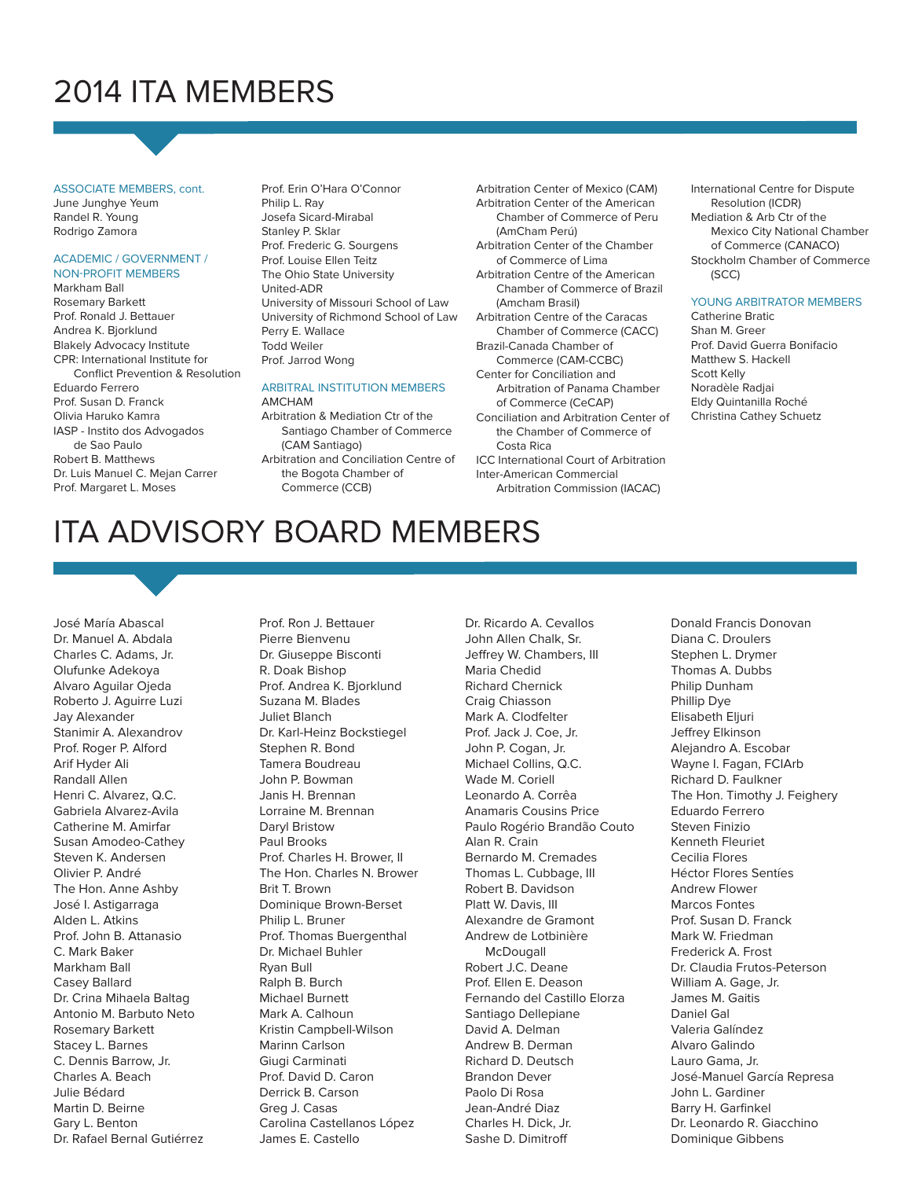# 2014 ITA MEMBERS

### ASSOCIATE MEMBERS, cont.

June Junghye Yeum
Randel R. Young
Rodrigo Zamora

### ACADEMIC / GOVERNMENT / NON-PROFIT MEMBERS

Markham Ball
Rosemary Barkett
Prof. Ronald J. Bettauer
Andrea K. Bjorklund
Blakely Advocacy Institute
CPR: International Institute for Conflict Prevention & Resolution
Eduardo Ferrero
Prof. Susan D. Franck
Olivia Haruko Kamra
IASP - Instito dos Advogados de Sao Paulo
Robert B. Matthews
Dr. Luis Manuel C. Mejan Carrer
Prof. Margaret L. Moses
Prof. Erin O'Hara O'Connor
Philip L. Ray
Josefa Sicard-Mirabal
Stanley P. Sklar
Prof. Frederic G. Sourgens
Prof. Louise Ellen Teitz
The Ohio State University
United-ADR
University of Missouri School of Law
University of Richmond School of Law
Perry E. Wallace
Todd Weiler
Prof. Jarrod Wong

### ARBITRAL INSTITUTION MEMBERS

AMCHAM
Arbitration & Mediation Ctr of the Santiago Chamber of Commerce (CAM Santiago)
Arbitration and Conciliation Centre of the Bogota Chamber of Commerce (CCB)
Arbitration Center of Mexico (CAM)
Arbitration Center of the American Chamber of Commerce of Peru (AmCham Perú)
Arbitration Center of the Chamber of Commerce of Lima
Arbitration Centre of the American Chamber of Commerce of Brazil (Amcham Brasil)
Arbitration Centre of the Caracas Chamber of Commerce (CACC)
Brazil-Canada Chamber of Commerce (CAM-CCBC)
Center for Conciliation and Arbitration of Panama Chamber of Commerce (CeCAP)
Conciliation and Arbitration Center of the Chamber of Commerce of Costa Rica
ICC International Court of Arbitration
Inter-American Commercial Arbitration Commission (IACAC)
International Centre for Dispute Resolution (ICDR)
Mediation & Arb Ctr of the Mexico City National Chamber of Commerce (CANACO)
Stockholm Chamber of Commerce (SCC)

### YOUNG ARBITRATOR MEMBERS

Catherine Bratic
Shan M. Greer
Prof. David Guerra Bonifacio
Matthew S. Hackell
Scott Kelly
Noradèle Radjai
Eldy Quintanilla Roché
Christina Cathey Schuetz

# ITA ADVISORY BOARD MEMBERS

José María Abascal
Dr. Manuel A. Abdala
Charles C. Adams, Jr.
Olufunke Adekoya
Alvaro Aguilar Ojeda
Roberto J. Aguirre Luzi
Jay Alexander
Stanimir A. Alexandrov
Prof. Roger P. Alford
Arif Hyder Ali
Randall Allen
Henri C. Alvarez, Q.C.
Gabriela Alvarez-Avila
Catherine M. Amirfar
Susan Amodeo-Cathey
Steven K. Andersen
Olivier P. André
The Hon. Anne Ashby
José I. Astigarraga
Alden L. Atkins
Prof. John B. Attanasio
C. Mark Baker
Markham Ball
Casey Ballard
Dr. Crina Mihaela Baltag
Antonio M. Barbuto Neto
Rosemary Barkett
Stacey L. Barnes
C. Dennis Barrow, Jr.
Charles A. Beach
Julie Bédard
Martin D. Beirne
Gary L. Benton
Dr. Rafael Bernal Gutiérrez
Prof. Ron J. Bettauer
Pierre Bienvenu
Dr. Giuseppe Bisconti
R. Doak Bishop
Prof. Andrea K. Bjorklund
Suzana M. Blades
Juliet Blanch
Dr. Karl-Heinz Bockstiegel
Stephen R. Bond
Tamera Boudreau
John P. Bowman
Janis H. Brennan
Lorraine M. Brennan
Daryl Bristow
Paul Brooks
Prof. Charles H. Brower, II
The Hon. Charles N. Brower
Brit T. Brown
Dominique Brown-Berset
Philip L. Bruner
Prof. Thomas Buergenthal
Dr. Michael Buhler
Ryan Bull
Ralph B. Burch
Michael Burnett
Mark A. Calhoun
Kristin Campbell-Wilson
Marinn Carlson
Giugi Carminati
Prof. David D. Caron
Derrick B. Carson
Greg J. Casas
Carolina Castellanos López
James E. Castello
Dr. Ricardo A. Cevallos
John Allen Chalk, Sr.
Jeffrey W. Chambers, III
Maria Chedid
Richard Chernick
Craig Chiasson
Mark A. Clodfelter
Prof. Jack J. Coe, Jr.
John P. Cogan, Jr.
Michael Collins, Q.C.
Wade M. Coriell
Leonardo A. Corrêa
Anamaris Cousins Price
Paulo Rogério Brandão Couto
Alan R. Crain
Bernardo M. Cremades
Thomas L. Cubbage, III
Robert B. Davidson
Platt W. Davis, III
Alexandre de Gramont
Andrew de Lotbinière McDougall
Robert J.C. Deane
Prof. Ellen E. Deason
Fernando del Castillo Elorza
Santiago Dellepiane
David A. Delman
Andrew B. Derman
Richard D. Deutsch
Brandon Dever
Paolo Di Rosa
Jean-André Diaz
Charles H. Dick, Jr.
Sashe D. Dimitroff
Donald Francis Donovan
Diana C. Droulers
Stephen L. Drymer
Thomas A. Dubbs
Philip Dunham
Phillip Dye
Elisabeth Eljuri
Jeffrey Elkinson
Alejandro A. Escobar
Wayne I. Fagan, FCIArb
Richard D. Faulkner
The Hon. Timothy J. Feighery
Eduardo Ferrero
Steven Finizio
Kenneth Fleuriet
Cecilia Flores
Héctor Flores Sentíes
Andrew Flower
Marcos Fontes
Prof. Susan D. Franck
Mark W. Friedman
Frederick A. Frost
Dr. Claudia Frutos-Peterson
William A. Gage, Jr.
James M. Gaitis
Daniel Gal
Valeria Galíndez
Alvaro Galindo
Lauro Gama, Jr.
José-Manuel García Represa
John L. Gardiner
Barry H. Garfinkel
Dr. Leonardo R. Giacchino
Dominique Gibbens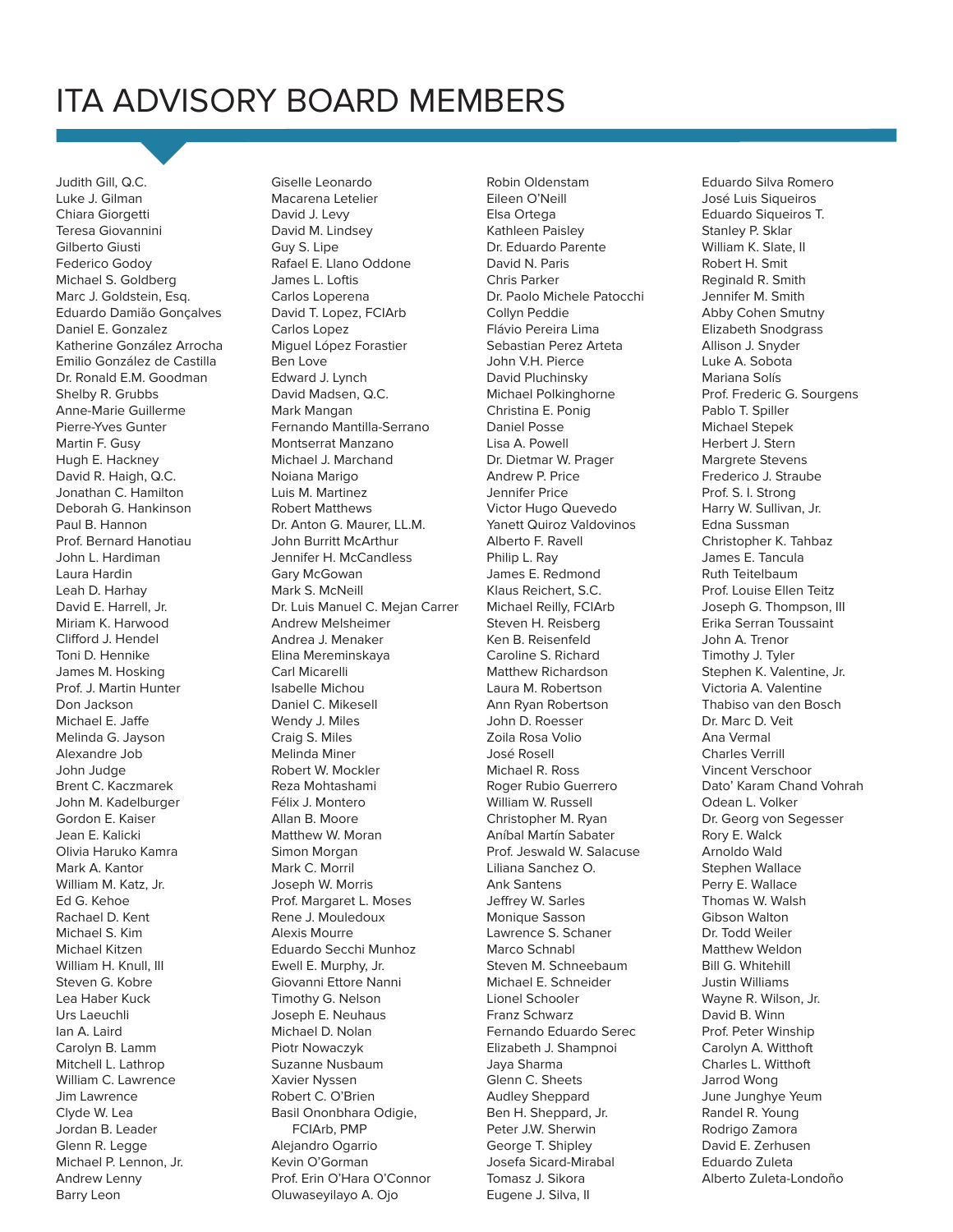# ITA ADVISORY BOARD MEMBERS

Judith Gill, Q.C.
Luke J. Gilman
Chiara Giorgetti
Teresa Giovannini
Gilberto Giusti
Federico Godoy
Michael S. Goldberg
Marc J. Goldstein, Esq.
Eduardo Damião Gonçalves
Daniel E. Gonzalez
Katherine González Arrocha
Emilio González de Castilla
Dr. Ronald E.M. Goodman
Shelby R. Grubbs
Anne-Marie Guillerme
Pierre-Yves Gunter
Martin F. Gusy
Hugh E. Hackney
David R. Haigh, Q.C.
Jonathan C. Hamilton
Deborah G. Hankinson
Paul B. Hannon
Prof. Bernard Hanotiau
John L. Hardiman
Laura Hardin
Leah D. Harhay
David E. Harrell, Jr.
Miriam K. Harwood
Clifford J. Hendel
Toni D. Hennike
James M. Hosking
Prof. J. Martin Hunter
Don Jackson
Michael E. Jaffe
Melinda G. Jayson
Alexandre Job
John Judge
Brent C. Kaczmarek
John M. Kadelburger
Gordon E. Kaiser
Jean E. Kalicki
Olivia Haruko Kamra
Mark A. Kantor
William M. Katz, Jr.
Ed G. Kehoe
Rachael D. Kent
Michael S. Kim
Michael Kitzen
William H. Knull, III
Steven G. Kobre
Lea Haber Kuck
Urs Laeuchli
Ian A. Laird
Carolyn B. Lamm
Mitchell L. Lathrop
William C. Lawrence
Jim Lawrence
Clyde W. Lea
Jordan B. Leader
Glenn R. Legge
Michael P. Lennon, Jr.
Andrew Lenny
Barry Leon
Giselle Leonardo
Macarena Letelier
David J. Levy
David M. Lindsey
Guy S. Lipe
Rafael E. Llano Oddone
James L. Loftis
Carlos Loperena
David T. Lopez, FCIArb
Carlos Lopez
Miguel López Forastier
Ben Love
Edward J. Lynch
David Madsen, Q.C.
Mark Mangan
Fernando Mantilla-Serrano
Montserrat Manzano
Michael J. Marchand
Noiana Marigo
Luis M. Martinez
Robert Matthews
Dr. Anton G. Maurer, LL.M.
John Burritt McArthur
Jennifer H. McCandless
Gary McGowan
Mark S. McNeill
Dr. Luis Manuel C. Mejan Carrer
Andrew Melsheimer
Andrea J. Menaker
Elina Mereminskaya
Carl Micarelli
Isabelle Michou
Daniel C. Mikesell
Wendy J. Miles
Craig S. Miles
Melinda Miner
Robert W. Mockler
Reza Mohtashami
Félix J. Montero
Allan B. Moore
Matthew W. Moran
Simon Morgan
Mark C. Morril
Joseph W. Morris
Prof. Margaret L. Moses
Rene J. Mouledoux
Alexis Mourre
Eduardo Secchi Munhoz
Ewell E. Murphy, Jr.
Giovanni Ettore Nanni
Timothy G. Nelson
Joseph E. Neuhaus
Michael D. Nolan
Piotr Nowaczyk
Suzanne Nusbaum
Xavier Nyssen
Robert C. O'Brien
Basil Ononbhara Odigie, FCIArb, PMP
Alejandro Ogarrio
Kevin O'Gorman
Prof. Erin O'Hara O'Connor
Oluwaseyilayo A. Ojo
Robin Oldenstam
Eileen O'Neill
Elsa Ortega
Kathleen Paisley
Dr. Eduardo Parente
David N. Paris
Chris Parker
Dr. Paolo Michele Patocchi
Collyn Peddie
Flávio Pereira Lima
Sebastian Perez Arteta
John V.H. Pierce
David Pluchinsky
Michael Polkinghorne
Christina E. Ponig
Daniel Posse
Lisa A. Powell
Dr. Dietmar W. Prager
Andrew P. Price
Jennifer Price
Victor Hugo Quevedo
Yanett Quiroz Valdovinos
Alberto F. Ravell
Philip L. Ray
James E. Redmond
Klaus Reichert, S.C.
Michael Reilly, FCIArb
Steven H. Reisberg
Ken B. Reisenfeld
Caroline S. Richard
Matthew Richardson
Laura M. Robertson
Ann Ryan Robertson
John D. Roesser
Zoila Rosa Volio
José Rosell
Michael R. Ross
Roger Rubio Guerrero
William W. Russell
Christopher M. Ryan
Aníbal Martín Sabater
Prof. Jeswald W. Salacuse
Liliana Sanchez O.
Ank Santens
Jeffrey W. Sarles
Monique Sasson
Lawrence S. Schaner
Marco Schnabl
Steven M. Schneebaum
Michael E. Schneider
Lionel Schooler
Franz Schwarz
Fernando Eduardo Serec
Elizabeth J. Shampnoi
Jaya Sharma
Glenn C. Sheets
Audley Sheppard
Ben H. Sheppard, Jr.
Peter J.W. Sherwin
George T. Shipley
Josefa Sicard-Mirabal
Tomasz J. Sikora
Eugene J. Silva, II
Eduardo Silva Romero
José Luis Siqueiros
Eduardo Siqueiros T.
Stanley P. Sklar
William K. Slate, II
Robert H. Smit
Reginald R. Smith
Jennifer M. Smith
Abby Cohen Smutny
Elizabeth Snodgrass
Allison J. Snyder
Luke A. Sobota
Mariana Solís
Prof. Frederic G. Sourgens
Pablo T. Spiller
Michael Stepek
Herbert J. Stern
Margrete Stevens
Frederico J. Straube
Prof. S. I. Strong
Harry W. Sullivan, Jr.
Edna Sussman
Christopher K. Tahbaz
James E. Tancula
Ruth Teitelbaum
Prof. Louise Ellen Teitz
Joseph G. Thompson, III
Erika Serran Toussaint
John A. Trenor
Timothy J. Tyler
Stephen K. Valentine, Jr.
Victoria A. Valentine
Thabiso van den Bosch
Dr. Marc D. Veit
Ana Vermal
Charles Verrill
Vincent Verschoor
Dato' Karam Chand Vohrah
Odean L. Volker
Dr. Georg von Segesser
Rory E. Walck
Arnoldo Wald
Stephen Wallace
Perry E. Wallace
Thomas W. Walsh
Gibson Walton
Dr. Todd Weiler
Matthew Weldon
Bill G. Whitehill
Justin Williams
Wayne R. Wilson, Jr.
David B. Winn
Prof. Peter Winship
Carolyn A. Witthoft
Charles L. Witthoft
Jarrod Wong
June Junghye Yeum
Randel R. Young
Rodrigo Zamora
David E. Zerhusen
Eduardo Zuleta
Alberto Zuleta-Londoño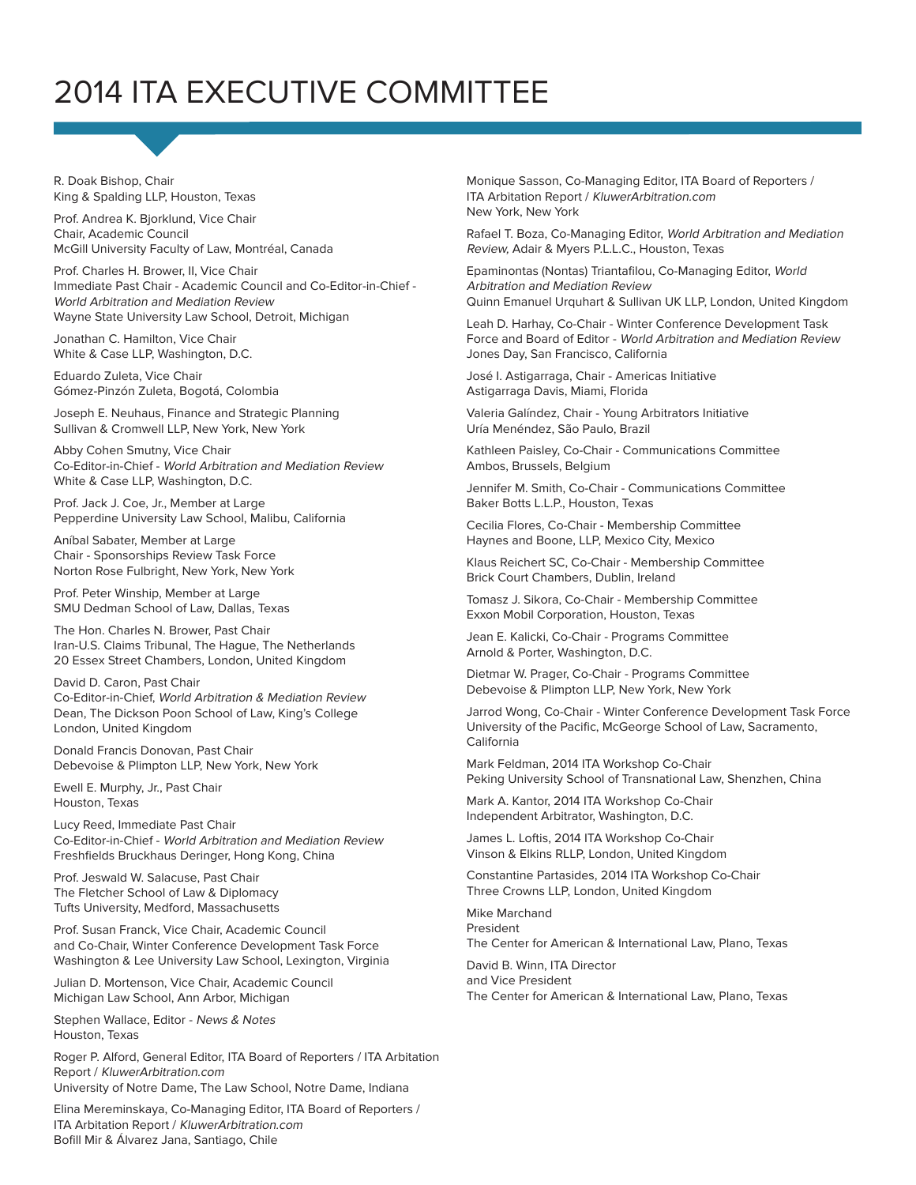# 2014 ITA EXECUTIVE COMMITTEE

R. Doak Bishop, Chair
King & Spalding LLP, Houston, Texas

Prof. Andrea K. Bjorklund, Vice Chair
Chair, Academic Council
McGill University Faculty of Law, Montréal, Canada

Prof. Charles H. Brower, II, Vice Chair
Immediate Past Chair - Academic Council and Co-Editor-in-Chief - *World Arbitration and Mediation Review*
Wayne State University Law School, Detroit, Michigan

Jonathan C. Hamilton, Vice Chair
White & Case LLP, Washington, D.C.

Eduardo Zuleta, Vice Chair
Gómez-Pinzón Zuleta, Bogotá, Colombia

Joseph E. Neuhaus, Finance and Strategic Planning
Sullivan & Cromwell LLP, New York, New York

Abby Cohen Smutny, Vice Chair
Co-Editor-in-Chief - *World Arbitration and Mediation Review*
White & Case LLP, Washington, D.C.

Prof. Jack J. Coe, Jr., Member at Large
Pepperdine University Law School, Malibu, California

Aníbal Sabater, Member at Large
Chair - Sponsorships Review Task Force
Norton Rose Fulbright, New York, New York

Prof. Peter Winship, Member at Large
SMU Dedman School of Law, Dallas, Texas

The Hon. Charles N. Brower, Past Chair
Iran-U.S. Claims Tribunal, The Hague, The Netherlands
20 Essex Street Chambers, London, United Kingdom

David D. Caron, Past Chair
Co-Editor-in-Chief, *World Arbitration & Mediation Review*
Dean, The Dickson Poon School of Law, King's College
London, United Kingdom

Donald Francis Donovan, Past Chair
Debevoise & Plimpton LLP, New York, New York

Ewell E. Murphy, Jr., Past Chair
Houston, Texas

Lucy Reed, Immediate Past Chair
Co-Editor-in-Chief - *World Arbitration and Mediation Review*
Freshfields Bruckhaus Deringer, Hong Kong, China

Prof. Jeswald W. Salacuse, Past Chair
The Fletcher School of Law & Diplomacy
Tufts University, Medford, Massachusetts

Prof. Susan Franck, Vice Chair, Academic Council
and Co-Chair, Winter Conference Development Task Force
Washington & Lee University Law School, Lexington, Virginia

Julian D. Mortenson, Vice Chair, Academic Council
Michigan Law School, Ann Arbor, Michigan

Stephen Wallace, Editor - *News & Notes*
Houston, Texas

Roger P. Alford, General Editor, ITA Board of Reporters / ITA Arbitration Report / *KluwerArbitration.com*
University of Notre Dame, The Law School, Notre Dame, Indiana

Elina Mereminskaya, Co-Managing Editor, ITA Board of Reporters / ITA Arbitration Report / *KluwerArbitration.com*
Bofill Mir & Álvarez Jana, Santiago, Chile

Monique Sasson, Co-Managing Editor, ITA Board of Reporters / ITA Arbitration Report / *KluwerArbitration.com*
New York, New York

Rafael T. Boza, Co-Managing Editor, *World Arbitration and Mediation Review,* Adair & Myers P.L.L.C., Houston, Texas

Epaminontas (Nontas) Triantafilou, Co-Managing Editor, *World Arbitration and Mediation Review*
Quinn Emanuel Urquhart & Sullivan UK LLP, London, United Kingdom

Leah D. Harhay, Co-Chair - Winter Conference Development Task Force and Board of Editor - *World Arbitration and Mediation Review*
Jones Day, San Francisco, California

José I. Astigarraga, Chair - Americas Initiative
Astigarraga Davis, Miami, Florida

Valeria Galíndez, Chair - Young Arbitrators Initiative
Uría Menéndez, São Paulo, Brazil

Kathleen Paisley, Co-Chair - Communications Committee
Ambos, Brussels, Belgium

Jennifer M. Smith, Co-Chair - Communications Committee
Baker Botts L.L.P., Houston, Texas

Cecilia Flores, Co-Chair - Membership Committee
Haynes and Boone, LLP, Mexico City, Mexico

Klaus Reichert SC, Co-Chair - Membership Committee
Brick Court Chambers, Dublin, Ireland

Tomasz J. Sikora, Co-Chair - Membership Committee
Exxon Mobil Corporation, Houston, Texas

Jean E. Kalicki, Co-Chair - Programs Committee
Arnold & Porter, Washington, D.C.

Dietmar W. Prager, Co-Chair - Programs Committee
Debevoise & Plimpton LLP, New York, New York

Jarrod Wong, Co-Chair - Winter Conference Development Task Force
University of the Pacific, McGeorge School of Law, Sacramento, California

Mark Feldman, 2014 ITA Workshop Co-Chair
Peking University School of Transnational Law, Shenzhen, China

Mark A. Kantor, 2014 ITA Workshop Co-Chair
Independent Arbitrator, Washington, D.C.

James L. Loftis, 2014 ITA Workshop Co-Chair
Vinson & Elkins RLLP, London, United Kingdom

Constantine Partasides, 2014 ITA Workshop Co-Chair
Three Crowns LLP, London, United Kingdom

Mike Marchand
President
The Center for American & International Law, Plano, Texas

David B. Winn, ITA Director
and Vice President
The Center for American & International Law, Plano, Texas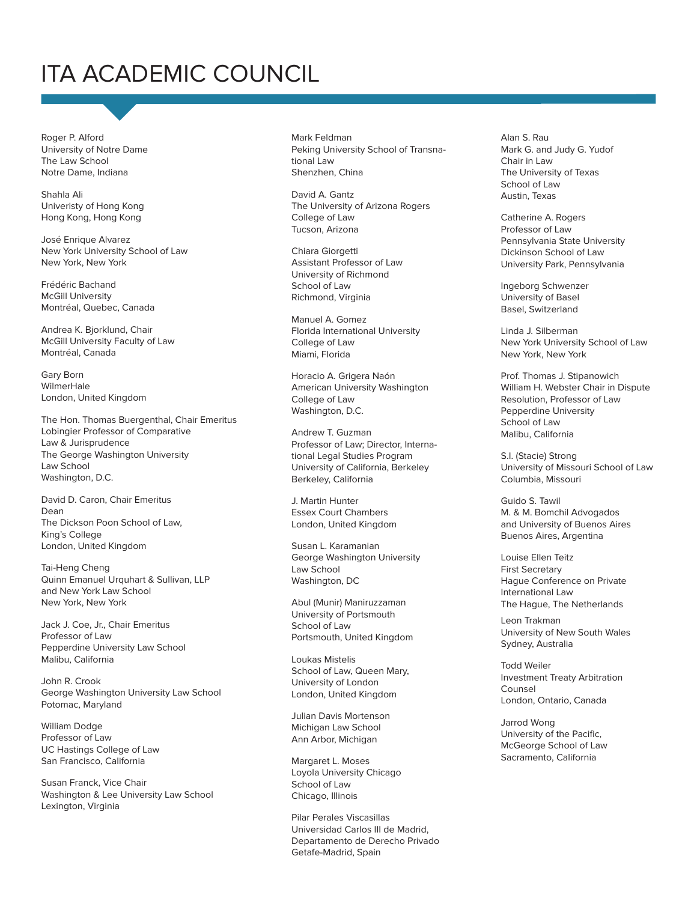# ITA ACADEMIC COUNCIL

Roger P. Alford
University of Notre Dame
The Law School
Notre Dame, Indiana

Shahla Ali
Univeristy of Hong Kong
Hong Kong, Hong Kong

José Enrique Alvarez
New York University School of Law
New York, New York

Frédéric Bachand
McGill University
Montréal, Quebec, Canada

Andrea K. Bjorklund, Chair
McGill University Faculty of Law
Montréal, Canada

Gary Born
WilmerHale
London, United Kingdom

The Hon. Thomas Buergenthal, Chair Emeritus
Lobingier Professor of Comparative
Law & Jurisprudence
The George Washington University
Law School
Washington, D.C.

David D. Caron, Chair Emeritus
Dean
The Dickson Poon School of Law,
King's College
London, United Kingdom

Tai-Heng Cheng
Quinn Emanuel Urquhart & Sullivan, LLP
and New York Law School
New York, New York

Jack J. Coe, Jr., Chair Emeritus
Professor of Law
Pepperdine University Law School
Malibu, California

John R. Crook
George Washington University Law School
Potomac, Maryland

William Dodge
Professor of Law
UC Hastings College of Law
San Francisco, California

Susan Franck, Vice Chair
Washington & Lee University Law School
Lexington, Virginia

Mark Feldman
Peking University School of Transnational Law
Shenzhen, China

David A. Gantz
The University of Arizona Rogers
College of Law
Tucson, Arizona

Chiara Giorgetti
Assistant Professor of Law
University of Richmond
School of Law
Richmond, Virginia

Manuel A. Gomez
Florida International University
College of Law
Miami, Florida

Horacio A. Grigera Naón
American University Washington
College of Law
Washington, D.C.

Andrew T. Guzman
Professor of Law; Director, International Legal Studies Program
University of California, Berkeley
Berkeley, California

J. Martin Hunter
Essex Court Chambers
London, United Kingdom

Susan L. Karamanian
George Washington University
Law School
Washington, DC

Abul (Munir) Maniruzzaman
University of Portsmouth
School of Law
Portsmouth, United Kingdom

Loukas Mistelis
School of Law, Queen Mary,
University of London
London, United Kingdom

Julian Davis Mortenson
Michigan Law School
Ann Arbor, Michigan

Margaret L. Moses
Loyola University Chicago
School of Law
Chicago, Illinois

Pilar Perales Viscasillas
Universidad Carlos III de Madrid,
Departamento de Derecho Privado
Getafe-Madrid, Spain

Alan S. Rau
Mark G. and Judy G. Yudof
Chair in Law
The University of Texas
School of Law
Austin, Texas

Catherine A. Rogers
Professor of Law
Pennsylvania State University
Dickinson School of Law
University Park, Pennsylvania

Ingeborg Schwenzer
University of Basel
Basel, Switzerland

Linda J. Silberman
New York University School of Law
New York, New York

Prof. Thomas J. Stipanowich
William H. Webster Chair in Dispute
Resolution, Professor of Law
Pepperdine University
School of Law
Malibu, California

S.I. (Stacie) Strong
University of Missouri School of Law
Columbia, Missouri

Guido S. Tawil
M. & M. Bomchil Advogados
and University of Buenos Aires
Buenos Aires, Argentina

Louise Ellen Teitz
First Secretary
Hague Conference on Private
International Law
The Hague, The Netherlands

Leon Trakman
University of New South Wales
Sydney, Australia

Todd Weiler
Investment Treaty Arbitration
Counsel
London, Ontario, Canada

Jarrod Wong
University of the Pacific,
McGeorge School of Law
Sacramento, California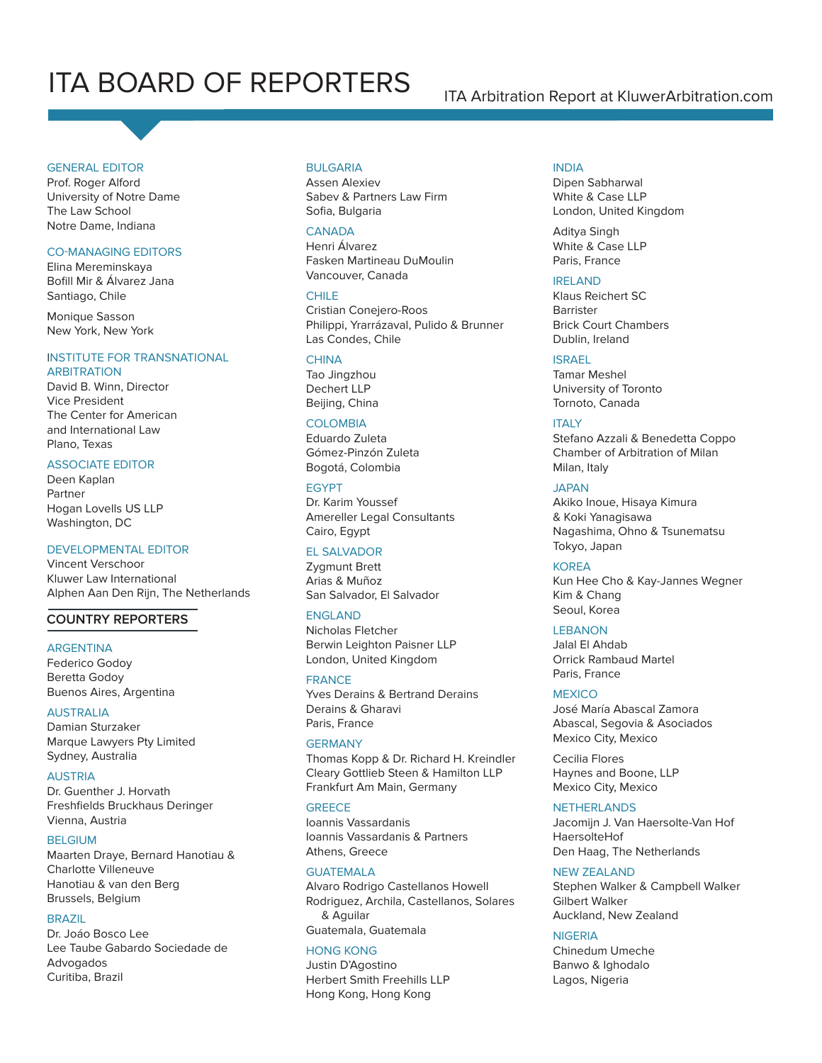# ITA BOARD OF REPORTERS

ITA Arbitration Report at KluwerArbitration.com

GENERAL EDITOR
Prof. Roger Alford
University of Notre Dame
The Law School
Notre Dame, Indiana

CO-MANAGING EDITORS
Elina Mereminskaya
Bofill Mir & Álvarez Jana
Santiago, Chile

Monique Sasson
New York, New York

INSTITUTE FOR TRANSNATIONAL ARBITRATION
David B. Winn, Director
Vice President
The Center for American and International Law
Plano, Texas

ASSOCIATE EDITOR
Deen Kaplan
Partner
Hogan Lovells US LLP
Washington, DC

DEVELOPMENTAL EDITOR
Vincent Verschoor
Kluwer Law International
Alphen Aan Den Rijn, The Netherlands

## COUNTRY REPORTERS

ARGENTINA
Federico Godoy
Beretta Godoy
Buenos Aires, Argentina

AUSTRALIA
Damian Sturzaker
Marque Lawyers Pty Limited
Sydney, Australia

AUSTRIA
Dr. Guenther J. Horvath
Freshfields Bruckhaus Deringer
Vienna, Austria

BELGIUM
Maarten Draye, Bernard Hanotiau & Charlotte Villeneuve
Hanotiau & van den Berg
Brussels, Belgium

BRAZIL
Dr. Joáo Bosco Lee
Lee Taube Gabardo Sociedade de Advogados
Curitiba, Brazil

BULGARIA
Assen Alexiev
Sabev & Partners Law Firm
Sofia, Bulgaria

CANADA
Henri Álvarez
Fasken Martineau DuMoulin
Vancouver, Canada

CHILE
Cristian Conejero-Roos
Philippi, Yrarrázaval, Pulido & Brunner
Las Condes, Chile

CHINA
Tao Jingzhou
Dechert LLP
Beijing, China

COLOMBIA
Eduardo Zuleta
Gómez-Pinzón Zuleta
Bogotá, Colombia

EGYPT
Dr. Karim Youssef
Amereller Legal Consultants
Cairo, Egypt

EL SALVADOR
Zygmunt Brett
Arias & Muñoz
San Salvador, El Salvador

ENGLAND
Nicholas Fletcher
Berwin Leighton Paisner LLP
London, United Kingdom

FRANCE
Yves Derains & Bertrand Derains
Derains & Gharavi
Paris, France

GERMANY
Thomas Kopp & Dr. Richard H. Kreindler
Cleary Gottlieb Steen & Hamilton LLP
Frankfurt Am Main, Germany

GREECE
Ioannis Vassardanis
Ioannis Vassardanis & Partners
Athens, Greece

GUATEMALA
Alvaro Rodrigo Castellanos Howell
Rodriguez, Archila, Castellanos, Solares & Aguilar
Guatemala, Guatemala

HONG KONG
Justin D'Agostino
Herbert Smith Freehills LLP
Hong Kong, Hong Kong

INDIA
Dipen Sabharwal
White & Case LLP
London, United Kingdom

Aditya Singh
White & Case LLP
Paris, France

IRELAND
Klaus Reichert SC
Barrister
Brick Court Chambers
Dublin, Ireland

ISRAEL
Tamar Meshel
University of Toronto
Tornoto, Canada

ITALY
Stefano Azzali & Benedetta Coppo
Chamber of Arbitration of Milan
Milan, Italy

JAPAN
Akiko Inoue, Hisaya Kimura & Koki Yanagisawa
Nagashima, Ohno & Tsunematsu
Tokyo, Japan

KOREA
Kun Hee Cho & Kay-Jannes Wegner
Kim & Chang
Seoul, Korea

LEBANON
Jalal El Ahdab
Orrick Rambaud Martel
Paris, France

MEXICO
José María Abascal Zamora
Abascal, Segovia & Asociados
Mexico City, Mexico

Cecilia Flores
Haynes and Boone, LLP
Mexico City, Mexico

NETHERLANDS
Jacomijn J. Van Haersolte-Van Hof
HaersolteHof
Den Haag, The Netherlands

NEW ZEALAND
Stephen Walker & Campbell Walker
Gilbert Walker
Auckland, New Zealand

NIGERIA
Chinedum Umeche
Banwo & Ighodalo
Lagos, Nigeria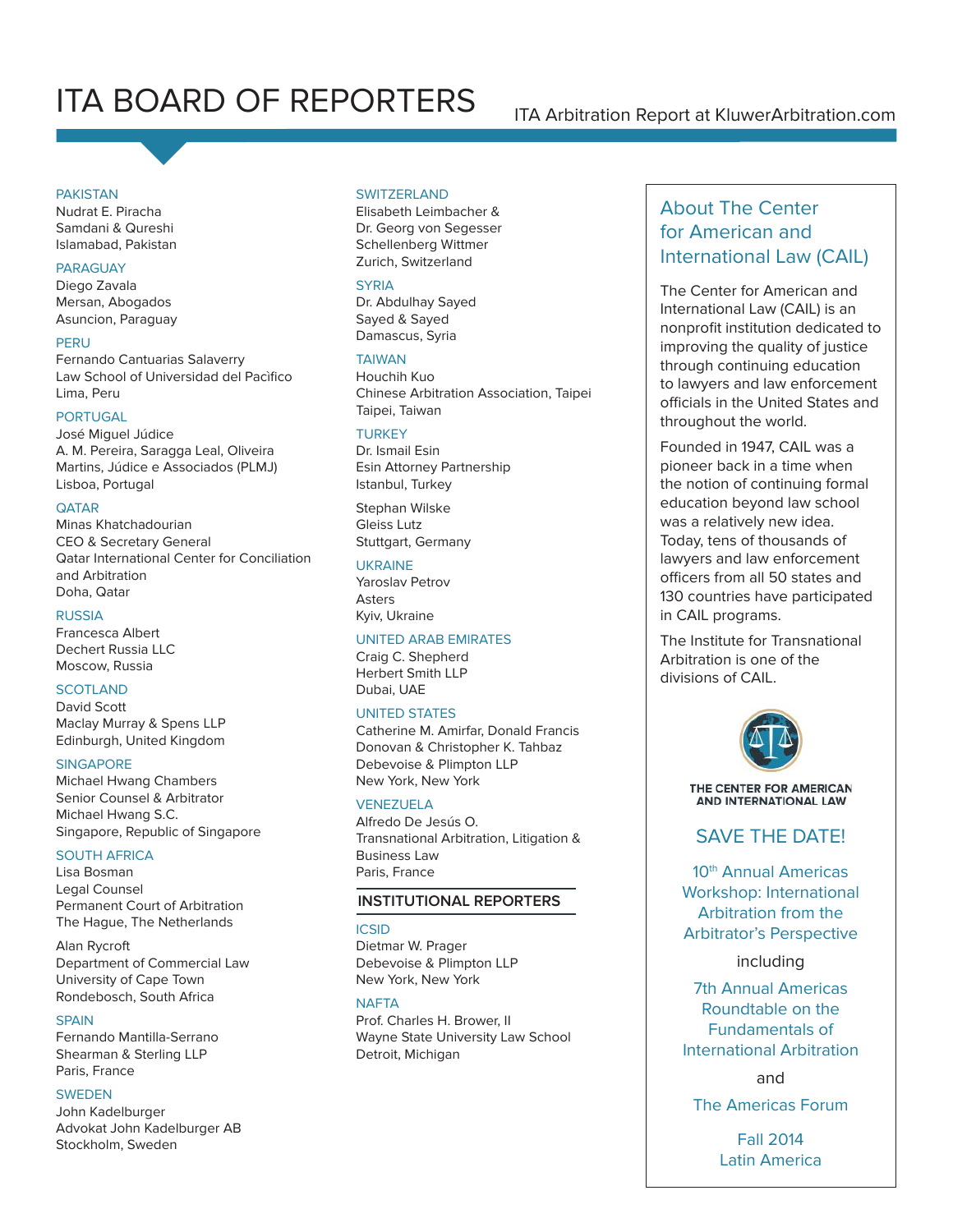# ITA BOARD OF REPORTERS

ITA Arbitration Report at KluwerArbitration.com

PAKISTAN
Nudrat E. Piracha
Samdani & Qureshi
Islamabad, Pakistan

PARAGUAY
Diego Zavala
Mersan, Abogados
Asuncion, Paraguay

PERU
Fernando Cantuarias Salaverry
Law School of Universidad del Pacìfico
Lima, Peru

PORTUGAL
José Miguel Júdice
A. M. Pereira, Saragga Leal, Oliveira Martins, Júdice e Associados (PLMJ)
Lisboa, Portugal

QATAR
Minas Khatchadourian
CEO & Secretary General
Qatar International Center for Conciliation and Arbitration
Doha, Qatar

RUSSIA
Francesca Albert
Dechert Russia LLC
Moscow, Russia

SCOTLAND
David Scott
Maclay Murray & Spens LLP
Edinburgh, United Kingdom

SINGAPORE
Michael Hwang Chambers
Senior Counsel & Arbitrator
Michael Hwang S.C.
Singapore, Republic of Singapore

SOUTH AFRICA
Lisa Bosman
Legal Counsel
Permanent Court of Arbitration
The Hague, The Netherlands

Alan Rycroft
Department of Commercial Law
University of Cape Town
Rondebosch, South Africa

SPAIN
Fernando Mantilla-Serrano
Shearman & Sterling LLP
Paris, France

SWEDEN
John Kadelburger
Advokat John Kadelburger AB
Stockholm, Sweden

SWITZERLAND
Elisabeth Leimbacher &
Dr. Georg von Segesser
Schellenberg Wittmer
Zurich, Switzerland

SYRIA
Dr. Abdulhay Sayed
Sayed & Sayed
Damascus, Syria

TAIWAN
Houchih Kuo
Chinese Arbitration Association, Taipei
Taipei, Taiwan

TURKEY
Dr. Ismail Esin
Esin Attorney Partnership
Istanbul, Turkey

Stephan Wilske
Gleiss Lutz
Stuttgart, Germany

UKRAINE
Yaroslav Petrov
Asters
Kyiv, Ukraine

UNITED ARAB EMIRATES
Craig C. Shepherd
Herbert Smith LLP
Dubai, UAE

UNITED STATES
Catherine M. Amirfar, Donald Francis Donovan & Christopher K. Tahbaz
Debevoise & Plimpton LLP
New York, New York

VENEZUELA
Alfredo De Jesús O.
Transnational Arbitration, Litigation & Business Law
Paris, France

## INSTITUTIONAL REPORTERS

ICSID
Dietmar W. Prager
Debevoise & Plimpton LLP
New York, New York

NAFTA
Prof. Charles H. Brower, II
Wayne State University Law School
Detroit, Michigan

## About The Center for American and International Law (CAIL)

The Center for American and International Law (CAIL) is an nonprofit institution dedicated to improving the quality of justice through continuing education to lawyers and law enforcement officials in the United States and throughout the world.

Founded in 1947, CAIL was a pioneer back in a time when the notion of continuing formal education beyond law school was a relatively new idea. Today, tens of thousands of lawyers and law enforcement officers from all 50 states and 130 countries have participated in CAIL programs.

The Institute for Transnational Arbitration is one of the divisions of CAIL.

THE CENTER FOR AMERICAN AND INTERNATIONAL LAW

SAVE THE DATE!

10th Annual Americas Workshop: International Arbitration from the Arbitrator's Perspective

including

7th Annual Americas Roundtable on the Fundamentals of International Arbitration

and

The Americas Forum

Fall 2014
Latin America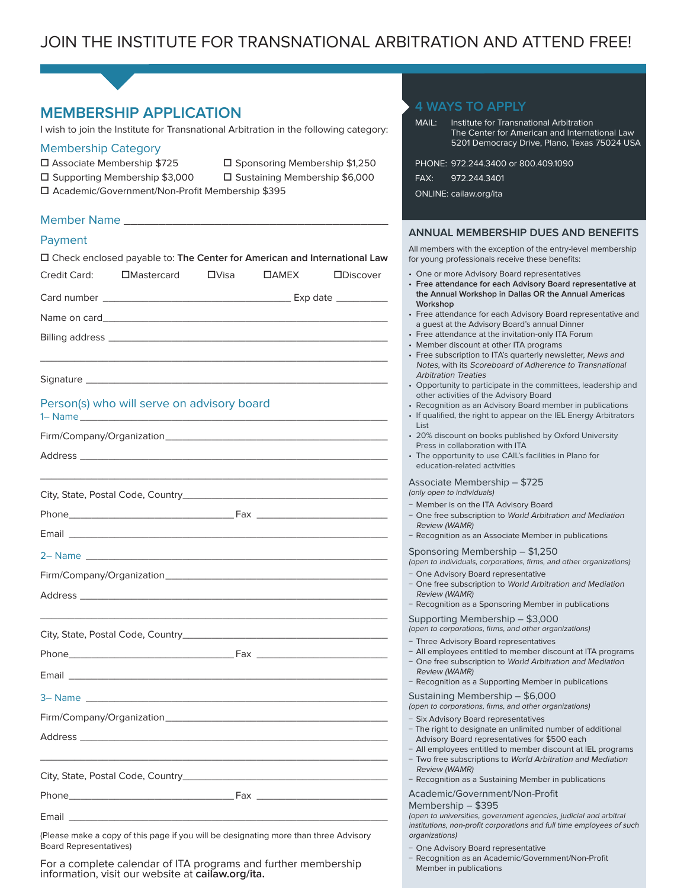# JOIN THE INSTITUTE FOR TRANSNATIONAL ARBITRATION AND ATTEND FREE!

## MEMBERSHIP APPLICATION

I wish to join the Institute for Transnational Arbitration in the following category:

### Membership Category

☐ Associate Membership $725
☐ Sponsoring Membership $1,250
☐ Supporting Membership $3,000
☐ Sustaining Membership $6,000
☐ Academic/Government/Non-Profit Membership $395

### Member Name ____________________________________________

### Payment

☐ Check enclosed payable to: **The Center for American and International Law**

Credit Card: ☐Mastercard ☐Visa ☐AMEX ☐Discover

Card number ______________________________ Exp date __________

Name on card ____________________________________________

Billing address ____________________________________________

____________________________________________

Signature ____________________________________________

### Person(s) who will serve on advisory board

1– Name ____________________________________________

Firm/Company/Organization ____________________________________________

Address ____________________________________________

____________________________________________

City, State, Postal Code, Country ____________________________________________

Phone ______________________________ Fax ______________________________

Email ____________________________________________

2– Name ____________________________________________

Firm/Company/Organization ____________________________________________

Address ____________________________________________

____________________________________________

City, State, Postal Code, Country ____________________________________________

Phone ______________________________ Fax ______________________________

Email ____________________________________________

3– Name ____________________________________________

Firm/Company/Organization ____________________________________________

Address ____________________________________________

____________________________________________

City, State, Postal Code, Country ____________________________________________

Phone ______________________________ Fax ______________________________

Email ____________________________________________

(Please make a copy of this page if you will be designating more than three Advisory Board Representatives)

For a complete calendar of ITA programs and further membership information, visit our website at **cailaw.org/ita.**

## 4 WAYS TO APPLY

MAIL: Institute for Transnational Arbitration
The Center for American and International Law
5201 Democracy Drive, Plano, Texas 75024 USA

PHONE: 972.244.3400 or 800.409.1090

FAX: 972.244.3401

ONLINE: cailaw.org/ita

## ANNUAL MEMBERSHIP DUES AND BENEFITS

All members with the exception of the entry-level membership for young professionals receive these benefits:

- One or more Advisory Board representatives
- **Free attendance for each Advisory Board representative at the Annual Workshop in Dallas OR the Annual Americas Workshop**
- Free attendance for each Advisory Board representative and a guest at the Advisory Board's annual Dinner
- Free attendance at the invitation-only ITA Forum
- Member discount at other ITA programs
- Free subscription to ITA's quarterly newsletter, *News and Notes*, with its *Scoreboard of Adherence to Transnational Arbitration Treaties*
- Opportunity to participate in the committees, leadership and other activities of the Advisory Board
- Recognition as an Advisory Board member in publications
- If qualified, the right to appear on the IEL Energy Arbitrators List
- 20% discount on books published by Oxford University Press in collaboration with ITA
- The opportunity to use CAIL's facilities in Plano for education-related activities

### Associate Membership – $725

*(only open to individuals)*

- Member is on the ITA Advisory Board
- One free subscription to *World Arbitration and Mediation Review (WAMR)*
- Recognition as an Associate Member in publications

### Sponsoring Membership – $1,250

*(open to individuals, corporations, firms, and other organizations)*

- One Advisory Board representative
- One free subscription to *World Arbitration and Mediation Review (WAMR)*
- Recognition as a Sponsoring Member in publications

### Supporting Membership – $3,000

*(open to corporations, firms, and other organizations)*

- Three Advisory Board representatives
- All employees entitled to member discount at ITA programs
- One free subscription to *World Arbitration and Mediation Review (WAMR)*
- Recognition as a Supporting Member in publications

### Sustaining Membership – $6,000

*(open to corporations, firms, and other organizations)*

- Six Advisory Board representatives
- The right to designate an unlimited number of additional Advisory Board representatives for $500 each
- All employees entitled to member discount at IEL programs
- Two free subscriptions to *World Arbitration and Mediation Review (WAMR)*
- Recognition as a Sustaining Member in publications

### Academic/Government/Non-Profit Membership – $395

*(open to universities, government agencies, judicial and arbitral institutions, non-profit corporations and full time employees of such organizations)*

- One Advisory Board representative
- Recognition as an Academic/Government/Non-Profit Member in publications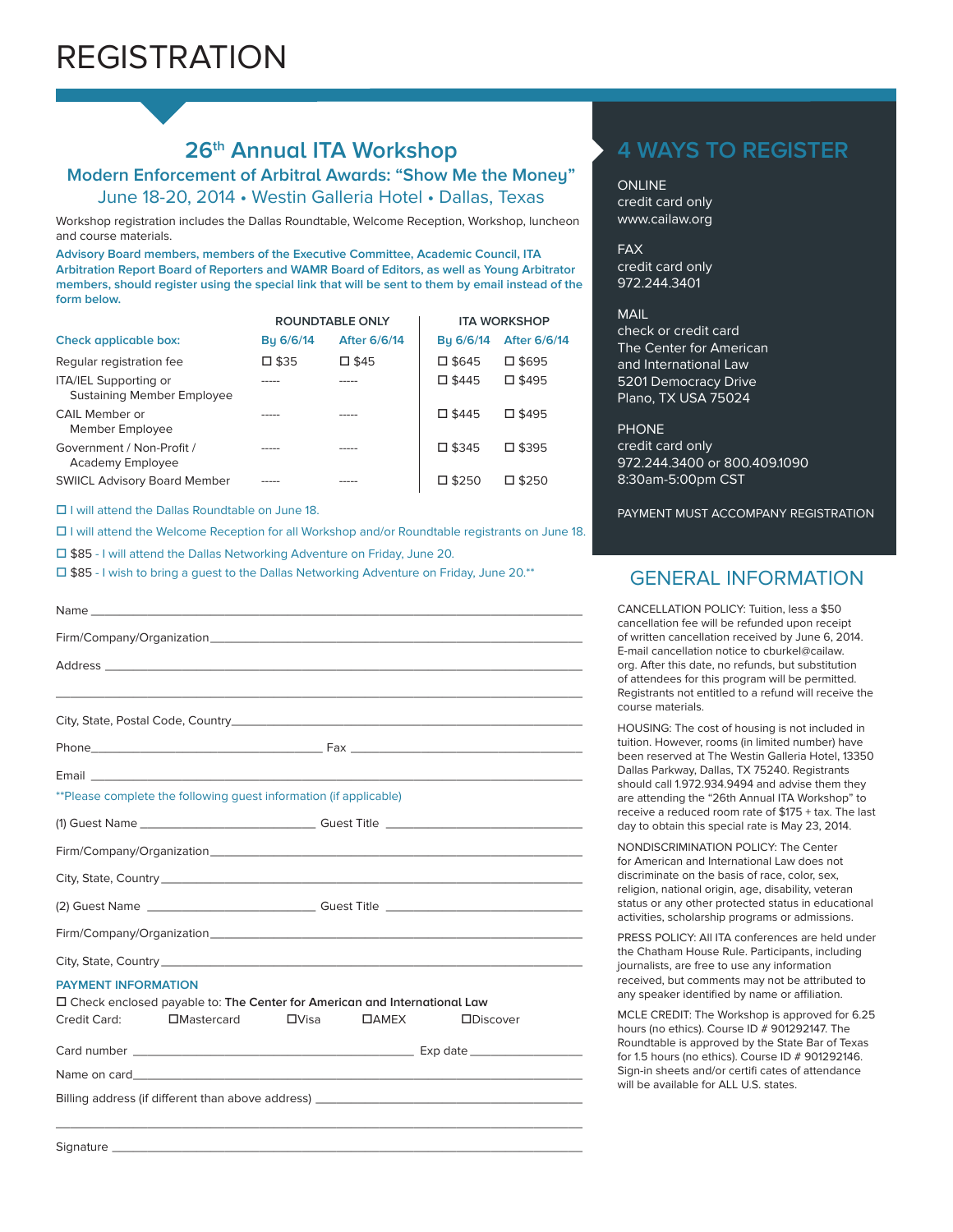# REGISTRATION

## 26th Annual ITA Workshop

### Modern Enforcement of Arbitral Awards: "Show Me the Money"

### June 18-20, 2014 • Westin Galleria Hotel • Dallas, Texas

Workshop registration includes the Dallas Roundtable, Welcome Reception, Workshop, luncheon and course materials.

**Advisory Board members, members of the Executive Committee, Academic Council, ITA Arbitration Report Board of Reporters and WAMR Board of Editors, as well as Young Arbitrator members, should register using the special link that will be sent to them by email instead of the form below.**

| Check applicable box: | ROUNDTABLE ONLY By 6/6/14 | ROUNDTABLE ONLY After 6/6/14 | ITA WORKSHOP By 6/6/14 | ITA WORKSHOP After 6/6/14 |
|---|---|---|---|---|
| Regular registration fee | ☐ $35 | ☐ $45 | ☐ $645 | ☐ $695 |
| ITA/IEL Supporting or Sustaining Member Employee | ----- | ----- | ☐ $445 | ☐ $495 |
| CAIL Member or Member Employee | ----- | ----- | ☐ $445 | ☐ $495 |
| Government / Non-Profit / Academy Employee | ----- | ----- | ☐ $345 | ☐ $395 |
| SWIICL Advisory Board Member | ----- | ----- | ☐ $250 | ☐ $250 |

☐ I will attend the Dallas Roundtable on June 18.

☐ I will attend the Welcome Reception for all Workshop and/or Roundtable registrants on June 18.

☐ $85 - I will attend the Dallas Networking Adventure on Friday, June 20.

☐ $85 - I wish to bring a guest to the Dallas Networking Adventure on Friday, June 20.**

Name ______________________________

Firm/Company/Organization ______________________________

Address ______________________________

______________________________

City, State, Postal Code, Country ______________________________

Phone ______________________________ Fax ______________________________

Email ______________________________

**Please complete the following guest information (if applicable)

(1) Guest Name ______________________________ Guest Title ______________________________

Firm/Company/Organization ______________________________

City, State, Country ______________________________

(2) Guest Name ______________________________ Guest Title ______________________________

Firm/Company/Organization ______________________________

City, State, Country ______________________________

**PAYMENT INFORMATION**

☐ Check enclosed payable to: **The Center for American and International Law**

Credit Card: ☐Mastercard ☐Visa ☐AMEX ☐Discover

Card number ______________________________ Exp date ______________________________

Name on card ______________________________

Billing address (if different than above address) ______________________________

______________________________

Signature ______________________________

## 4 WAYS TO REGISTER

ONLINE
credit card only
www.cailaw.org

FAX
credit card only
972.244.3401

MAIL
check or credit card
The Center for American and International Law
5201 Democracy Drive
Plano, TX USA 75024

PHONE
credit card only
972.244.3400 or 800.409.1090
8:30am-5:00pm CST

PAYMENT MUST ACCOMPANY REGISTRATION

## GENERAL INFORMATION

CANCELLATION POLICY: Tuition, less a $50 cancellation fee will be refunded upon receipt of written cancellation received by June 6, 2014. E-mail cancellation notice to cburkel@cailaw.org. After this date, no refunds, but substitution of attendees for this program will be permitted. Registrants not entitled to a refund will receive the course materials.

HOUSING: The cost of housing is not included in tuition. However, rooms (in limited number) have been reserved at The Westin Galleria Hotel, 13350 Dallas Parkway, Dallas, TX 75240. Registrants should call 1.972.934.9494 and advise them they are attending the "26th Annual ITA Workshop" to receive a reduced room rate of $175 + tax. The last day to obtain this special rate is May 23, 2014.

NONDISCRIMINATION POLICY: The Center for American and International Law does not discriminate on the basis of race, color, sex, religion, national origin, age, disability, veteran status or any other protected status in educational activities, scholarship programs or admissions.

PRESS POLICY: All ITA conferences are held under the Chatham House Rule. Participants, including journalists, are free to use any information received, but comments may not be attributed to any speaker identified by name or affiliation.

MCLE CREDIT: The Workshop is approved for 6.25 hours (no ethics). Course ID # 901292147. The Roundtable is approved by the State Bar of Texas for 1.5 hours (no ethics). Course ID # 901292146. Sign-in sheets and/or certifi cates of attendance will be available for ALL U.S. states.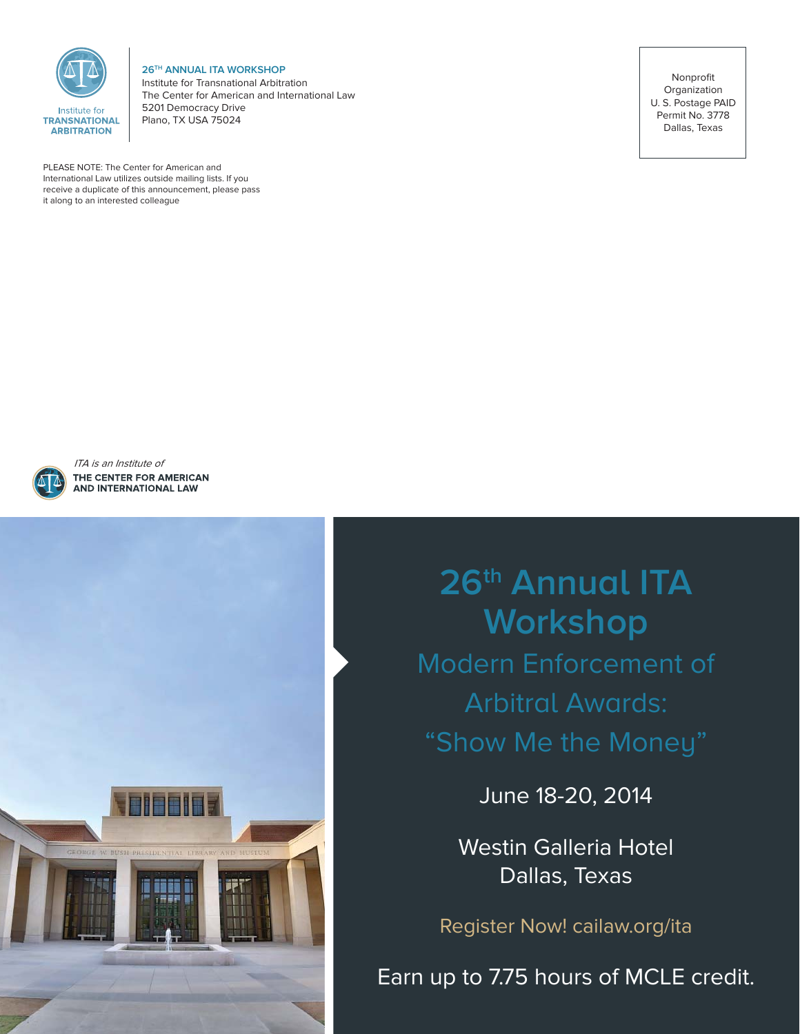Institute for TRANSNATIONAL ARBITRATION

**26TH ANNUAL ITA WORKSHOP**
Institute for Transnational Arbitration
The Center for American and International Law
5201 Democracy Drive
Plano, TX USA 75024

Nonprofit Organization
U. S. Postage PAID
Permit No. 3778
Dallas, Texas

PLEASE NOTE: The Center for American and International Law utilizes outside mailing lists. If you receive a duplicate of this announcement, please pass it along to an interested colleague

*ITA is an Institute of*
**THE CENTER FOR AMERICAN AND INTERNATIONAL LAW**

# 26th Annual ITA Workshop

## Modern Enforcement of Arbitral Awards: "Show Me the Money"

June 18-20, 2014

Westin Galleria Hotel
Dallas, Texas

Register Now! cailaw.org/ita

Earn up to 7.75 hours of MCLE credit.